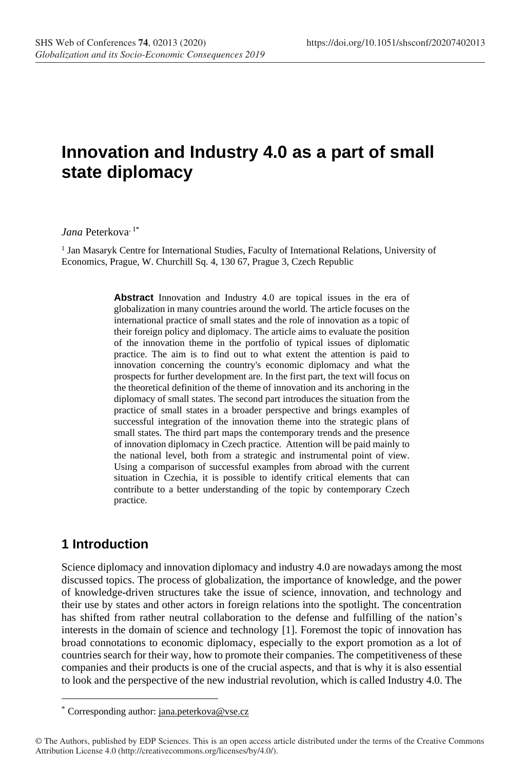# Innovation and Industry 4.0 as a part of small state diplomacy

*Jana* Peterkova[1*]

[1] Jan Masaryk Centre for International Studies, Faculty of International Relations, University of Economics, Prague, W. Churchill Sq. 4, 130 67, Prague 3, Czech Republic

**Abstract** Innovation and Industry 4.0 are topical issues in the era of globalization in many countries around the world. The article focuses on the international practice of small states and the role of innovation as a topic of their foreign policy and diplomacy. The article aims to evaluate the position of the innovation theme in the portfolio of typical issues of diplomatic practice. The aim is to find out to what extent the attention is paid to innovation concerning the country's economic diplomacy and what the prospects for further development are. In the first part, the text will focus on the theoretical definition of the theme of innovation and its anchoring in the diplomacy of small states. The second part introduces the situation from the practice of small states in a broader perspective and brings examples of successful integration of the innovation theme into the strategic plans of small states. The third part maps the contemporary trends and the presence of innovation diplomacy in Czech practice. Attention will be paid mainly to the national level, both from a strategic and instrumental point of view. Using a comparison of successful examples from abroad with the current situation in Czechia, it is possible to identify critical elements that can contribute to a better understanding of the topic by contemporary Czech practice.

## 1 Introduction

Science diplomacy and innovation diplomacy and industry 4.0 are nowadays among the most discussed topics. The process of globalization, the importance of knowledge, and the power of knowledge-driven structures take the issue of science, innovation, and technology and their use by states and other actors in foreign relations into the spotlight. The concentration has shifted from rather neutral collaboration to the defense and fulfilling of the nation's interests in the domain of science and technology [1]. Foremost the topic of innovation has broad connotations to economic diplomacy, especially to the export promotion as a lot of countries search for their way, how to promote their companies. The competitiveness of these companies and their products is one of the crucial aspects, and that is why it is also essential to look and the perspective of the new industrial revolution, which is called Industry 4.0. The

* Corresponding author: jana.peterkova@vse.cz

© The Authors, published by EDP Sciences. This is an open access article distributed under the terms of the Creative Commons Attribution License 4.0 (http://creativecommons.org/licenses/by/4.0/).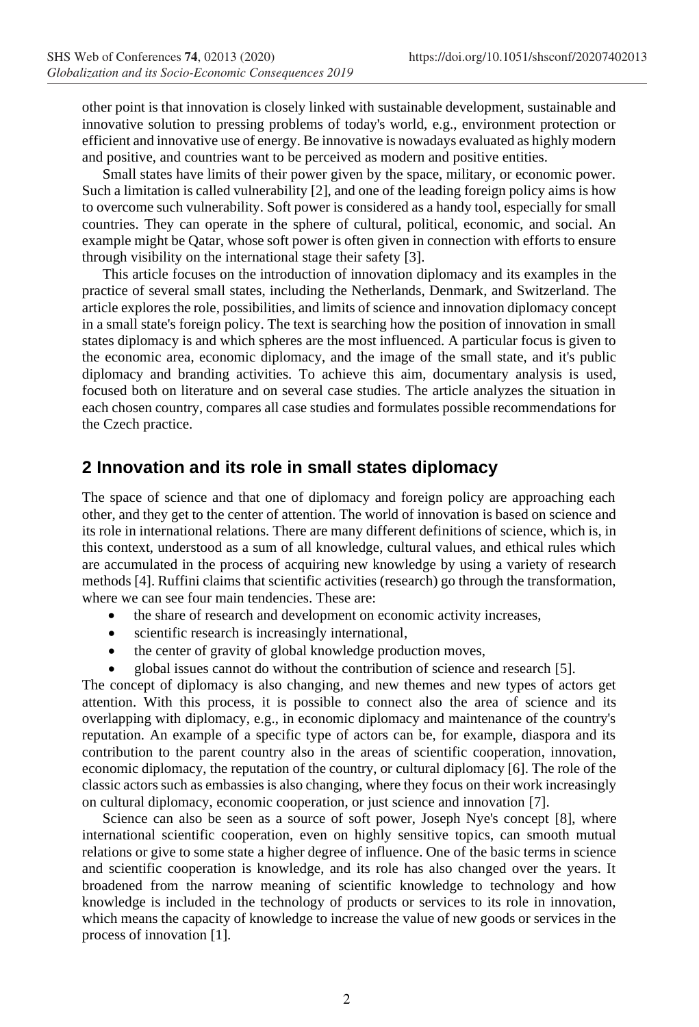other point is that innovation is closely linked with sustainable development, sustainable and innovative solution to pressing problems of today's world, e.g., environment protection or efficient and innovative use of energy. Be innovative is nowadays evaluated as highly modern and positive, and countries want to be perceived as modern and positive entities.

Small states have limits of their power given by the space, military, or economic power. Such a limitation is called vulnerability [2], and one of the leading foreign policy aims is how to overcome such vulnerability. Soft power is considered as a handy tool, especially for small countries. They can operate in the sphere of cultural, political, economic, and social. An example might be Qatar, whose soft power is often given in connection with efforts to ensure through visibility on the international stage their safety [3].

This article focuses on the introduction of innovation diplomacy and its examples in the practice of several small states, including the Netherlands, Denmark, and Switzerland. The article explores the role, possibilities, and limits of science and innovation diplomacy concept in a small state's foreign policy. The text is searching how the position of innovation in small states diplomacy is and which spheres are the most influenced. A particular focus is given to the economic area, economic diplomacy, and the image of the small state, and it's public diplomacy and branding activities. To achieve this aim, documentary analysis is used, focused both on literature and on several case studies. The article analyzes the situation in each chosen country, compares all case studies and formulates possible recommendations for the Czech practice.

## 2 Innovation and its role in small states diplomacy

The space of science and that one of diplomacy and foreign policy are approaching each other, and they get to the center of attention. The world of innovation is based on science and its role in international relations. There are many different definitions of science, which is, in this context, understood as a sum of all knowledge, cultural values, and ethical rules which are accumulated in the process of acquiring new knowledge by using a variety of research methods [4]. Ruffini claims that scientific activities (research) go through the transformation, where we can see four main tendencies. These are:

- the share of research and development on economic activity increases,
- scientific research is increasingly international,
- the center of gravity of global knowledge production moves,
- global issues cannot do without the contribution of science and research [5].

The concept of diplomacy is also changing, and new themes and new types of actors get attention. With this process, it is possible to connect also the area of science and its overlapping with diplomacy, e.g., in economic diplomacy and maintenance of the country's reputation. An example of a specific type of actors can be, for example, diaspora and its contribution to the parent country also in the areas of scientific cooperation, innovation, economic diplomacy, the reputation of the country, or cultural diplomacy [6]. The role of the classic actors such as embassies is also changing, where they focus on their work increasingly on cultural diplomacy, economic cooperation, or just science and innovation [7].

Science can also be seen as a source of soft power, Joseph Nye's concept [8], where international scientific cooperation, even on highly sensitive topics, can smooth mutual relations or give to some state a higher degree of influence. One of the basic terms in science and scientific cooperation is knowledge, and its role has also changed over the years. It broadened from the narrow meaning of scientific knowledge to technology and how knowledge is included in the technology of products or services to its role in innovation, which means the capacity of knowledge to increase the value of new goods or services in the process of innovation [1].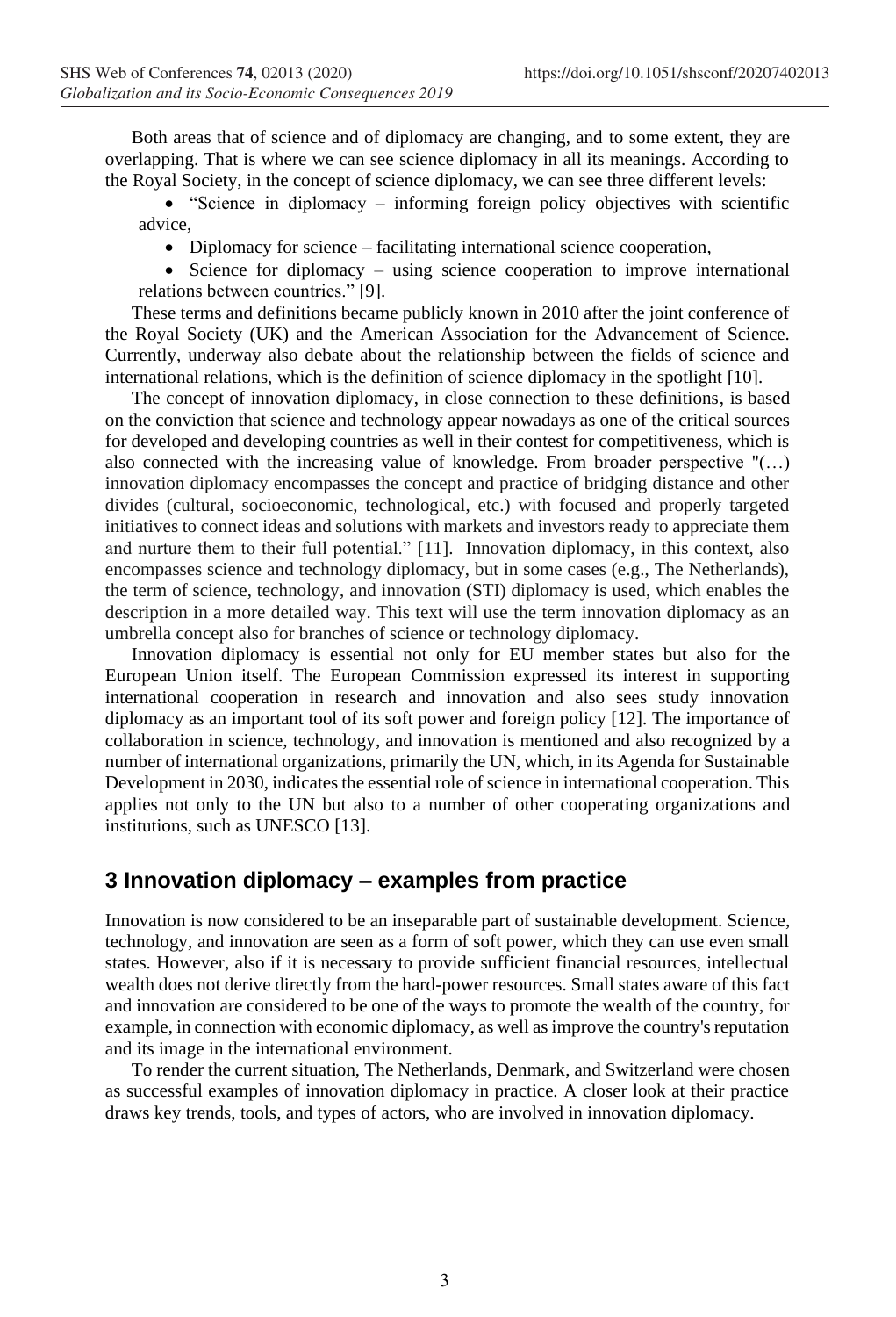Both areas that of science and of diplomacy are changing, and to some extent, they are overlapping. That is where we can see science diplomacy in all its meanings. According to the Royal Society, in the concept of science diplomacy, we can see three different levels:

- "Science in diplomacy – informing foreign policy objectives with scientific advice,
- Diplomacy for science – facilitating international science cooperation,
- Science for diplomacy – using science cooperation to improve international relations between countries." [9].

These terms and definitions became publicly known in 2010 after the joint conference of the Royal Society (UK) and the American Association for the Advancement of Science. Currently, underway also debate about the relationship between the fields of science and international relations, which is the definition of science diplomacy in the spotlight [10].

The concept of innovation diplomacy, in close connection to these definitions, is based on the conviction that science and technology appear nowadays as one of the critical sources for developed and developing countries as well in their contest for competitiveness, which is also connected with the increasing value of knowledge. From broader perspective "(…) innovation diplomacy encompasses the concept and practice of bridging distance and other divides (cultural, socioeconomic, technological, etc.) with focused and properly targeted initiatives to connect ideas and solutions with markets and investors ready to appreciate them and nurture them to their full potential." [11]. Innovation diplomacy, in this context, also encompasses science and technology diplomacy, but in some cases (e.g., The Netherlands), the term of science, technology, and innovation (STI) diplomacy is used, which enables the description in a more detailed way. This text will use the term innovation diplomacy as an umbrella concept also for branches of science or technology diplomacy.

Innovation diplomacy is essential not only for EU member states but also for the European Union itself. The European Commission expressed its interest in supporting international cooperation in research and innovation and also sees study innovation diplomacy as an important tool of its soft power and foreign policy [12]. The importance of collaboration in science, technology, and innovation is mentioned and also recognized by a number of international organizations, primarily the UN, which, in its Agenda for Sustainable Development in 2030, indicates the essential role of science in international cooperation. This applies not only to the UN but also to a number of other cooperating organizations and institutions, such as UNESCO [13].

## 3 Innovation diplomacy – examples from practice

Innovation is now considered to be an inseparable part of sustainable development. Science, technology, and innovation are seen as a form of soft power, which they can use even small states. However, also if it is necessary to provide sufficient financial resources, intellectual wealth does not derive directly from the hard-power resources. Small states aware of this fact and innovation are considered to be one of the ways to promote the wealth of the country, for example, in connection with economic diplomacy, as well as improve the country's reputation and its image in the international environment.

To render the current situation, The Netherlands, Denmark, and Switzerland were chosen as successful examples of innovation diplomacy in practice. A closer look at their practice draws key trends, tools, and types of actors, who are involved in innovation diplomacy.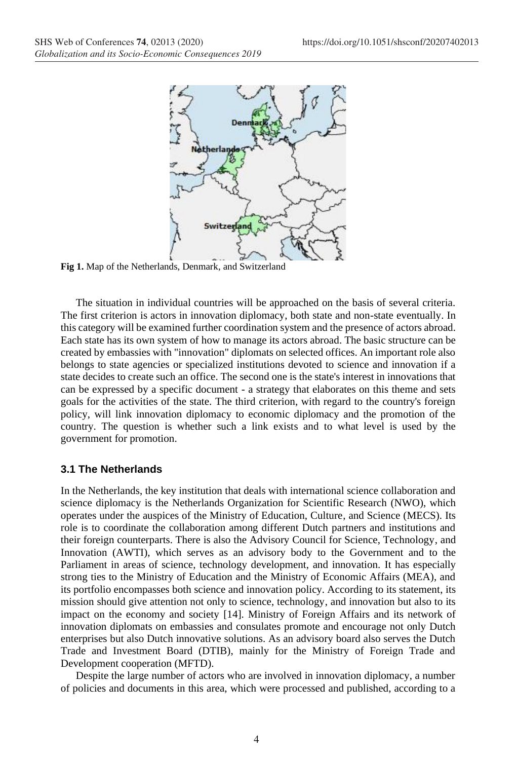Fig 1. Map of the Netherlands, Denmark, and Switzerland

The situation in individual countries will be approached on the basis of several criteria. The first criterion is actors in innovation diplomacy, both state and non-state eventually. In this category will be examined further coordination system and the presence of actors abroad. Each state has its own system of how to manage its actors abroad. The basic structure can be created by embassies with "innovation" diplomats on selected offices. An important role also belongs to state agencies or specialized institutions devoted to science and innovation if a state decides to create such an office. The second one is the state's interest in innovations that can be expressed by a specific document - a strategy that elaborates on this theme and sets goals for the activities of the state. The third criterion, with regard to the country's foreign policy, will link innovation diplomacy to economic diplomacy and the promotion of the country. The question is whether such a link exists and to what level is used by the government for promotion.

### 3.1 The Netherlands

In the Netherlands, the key institution that deals with international science collaboration and science diplomacy is the Netherlands Organization for Scientific Research (NWO), which operates under the auspices of the Ministry of Education, Culture, and Science (MECS). Its role is to coordinate the collaboration among different Dutch partners and institutions and their foreign counterparts. There is also the Advisory Council for Science, Technology, and Innovation (AWTI), which serves as an advisory body to the Government and to the Parliament in areas of science, technology development, and innovation. It has especially strong ties to the Ministry of Education and the Ministry of Economic Affairs (MEA), and its portfolio encompasses both science and innovation policy. According to its statement, its mission should give attention not only to science, technology, and innovation but also to its impact on the economy and society [14]. Ministry of Foreign Affairs and its network of innovation diplomats on embassies and consulates promote and encourage not only Dutch enterprises but also Dutch innovative solutions. As an advisory board also serves the Dutch Trade and Investment Board (DTIB), mainly for the Ministry of Foreign Trade and Development cooperation (MFTD).

Despite the large number of actors who are involved in innovation diplomacy, a number of policies and documents in this area, which were processed and published, according to a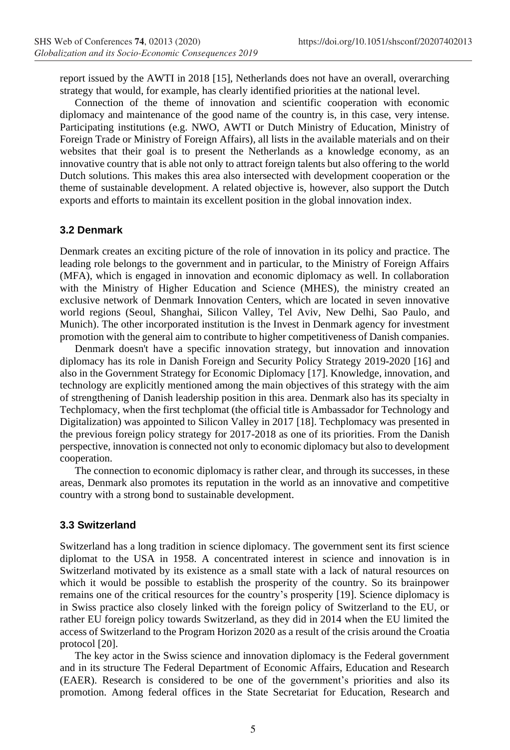report issued by the AWTI in 2018 [15], Netherlands does not have an overall, overarching strategy that would, for example, has clearly identified priorities at the national level.

Connection of the theme of innovation and scientific cooperation with economic diplomacy and maintenance of the good name of the country is, in this case, very intense. Participating institutions (e.g. NWO, AWTI or Dutch Ministry of Education, Ministry of Foreign Trade or Ministry of Foreign Affairs), all lists in the available materials and on their websites that their goal is to present the Netherlands as a knowledge economy, as an innovative country that is able not only to attract foreign talents but also offering to the world Dutch solutions. This makes this area also intersected with development cooperation or the theme of sustainable development. A related objective is, however, also support the Dutch exports and efforts to maintain its excellent position in the global innovation index.

### 3.2 Denmark

Denmark creates an exciting picture of the role of innovation in its policy and practice. The leading role belongs to the government and in particular, to the Ministry of Foreign Affairs (MFA), which is engaged in innovation and economic diplomacy as well. In collaboration with the Ministry of Higher Education and Science (MHES), the ministry created an exclusive network of Denmark Innovation Centers, which are located in seven innovative world regions (Seoul, Shanghai, Silicon Valley, Tel Aviv, New Delhi, Sao Paulo, and Munich). The other incorporated institution is the Invest in Denmark agency for investment promotion with the general aim to contribute to higher competitiveness of Danish companies.

Denmark doesn't have a specific innovation strategy, but innovation and innovation diplomacy has its role in Danish Foreign and Security Policy Strategy 2019-2020 [16] and also in the Government Strategy for Economic Diplomacy [17]. Knowledge, innovation, and technology are explicitly mentioned among the main objectives of this strategy with the aim of strengthening of Danish leadership position in this area. Denmark also has its specialty in Techplomacy, when the first techplomat (the official title is Ambassador for Technology and Digitalization) was appointed to Silicon Valley in 2017 [18]. Techplomacy was presented in the previous foreign policy strategy for 2017-2018 as one of its priorities. From the Danish perspective, innovation is connected not only to economic diplomacy but also to development cooperation.

The connection to economic diplomacy is rather clear, and through its successes, in these areas, Denmark also promotes its reputation in the world as an innovative and competitive country with a strong bond to sustainable development.

### 3.3 Switzerland

Switzerland has a long tradition in science diplomacy. The government sent its first science diplomat to the USA in 1958. A concentrated interest in science and innovation is in Switzerland motivated by its existence as a small state with a lack of natural resources on which it would be possible to establish the prosperity of the country. So its brainpower remains one of the critical resources for the country's prosperity [19]. Science diplomacy is in Swiss practice also closely linked with the foreign policy of Switzerland to the EU, or rather EU foreign policy towards Switzerland, as they did in 2014 when the EU limited the access of Switzerland to the Program Horizon 2020 as a result of the crisis around the Croatia protocol [20].

The key actor in the Swiss science and innovation diplomacy is the Federal government and in its structure The Federal Department of Economic Affairs, Education and Research (EAER). Research is considered to be one of the government's priorities and also its promotion. Among federal offices in the State Secretariat for Education, Research and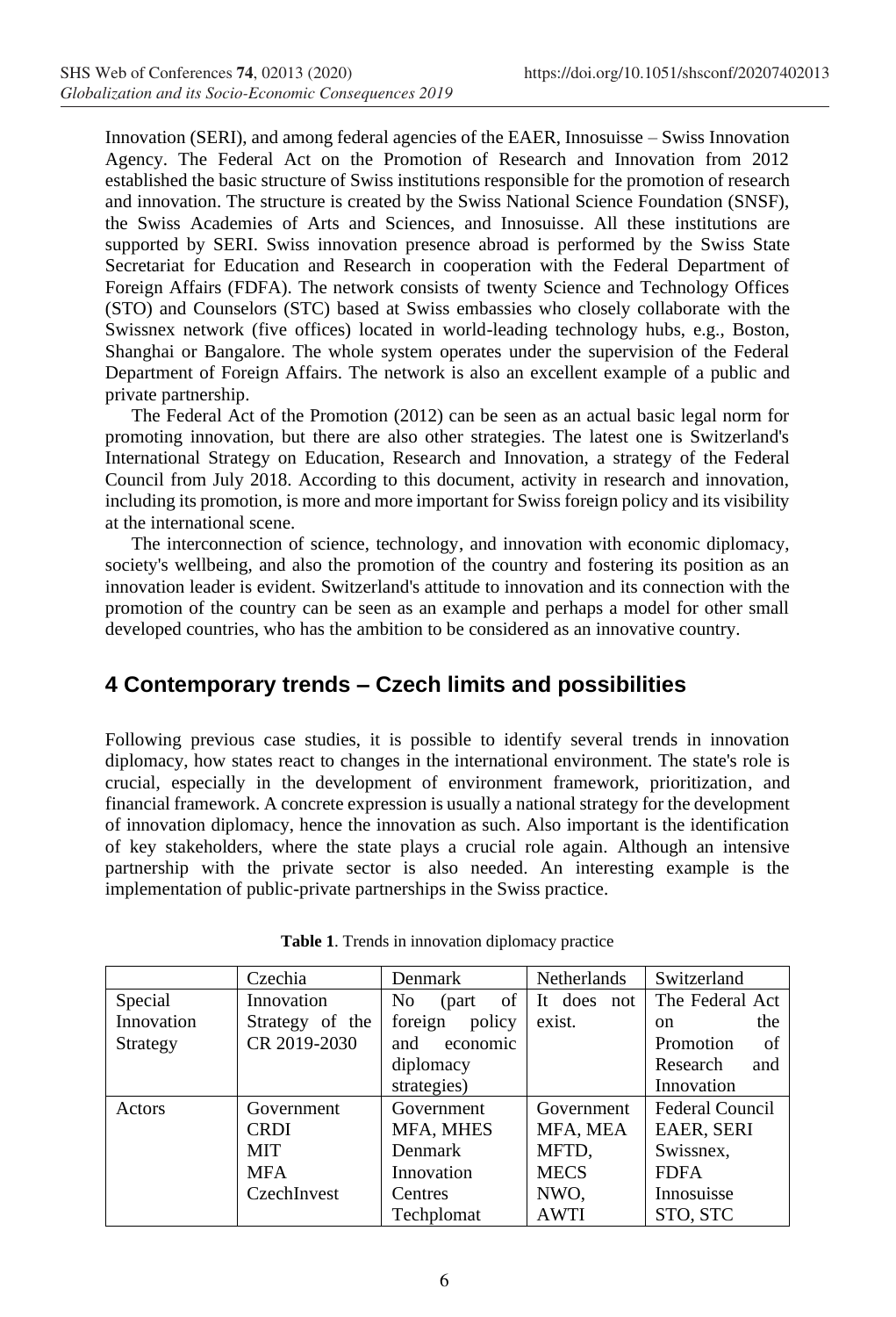Innovation (SERI), and among federal agencies of the EAER, Innosuisse – Swiss Innovation Agency. The Federal Act on the Promotion of Research and Innovation from 2012 established the basic structure of Swiss institutions responsible for the promotion of research and innovation. The structure is created by the Swiss National Science Foundation (SNSF), the Swiss Academies of Arts and Sciences, and Innosuisse. All these institutions are supported by SERI. Swiss innovation presence abroad is performed by the Swiss State Secretariat for Education and Research in cooperation with the Federal Department of Foreign Affairs (FDFA). The network consists of twenty Science and Technology Offices (STO) and Counselors (STC) based at Swiss embassies who closely collaborate with the Swissnex network (five offices) located in world-leading technology hubs, e.g., Boston, Shanghai or Bangalore. The whole system operates under the supervision of the Federal Department of Foreign Affairs. The network is also an excellent example of a public and private partnership.

The Federal Act of the Promotion (2012) can be seen as an actual basic legal norm for promoting innovation, but there are also other strategies. The latest one is Switzerland's International Strategy on Education, Research and Innovation, a strategy of the Federal Council from July 2018. According to this document, activity in research and innovation, including its promotion, is more and more important for Swiss foreign policy and its visibility at the international scene.

The interconnection of science, technology, and innovation with economic diplomacy, society's wellbeing, and also the promotion of the country and fostering its position as an innovation leader is evident. Switzerland's attitude to innovation and its connection with the promotion of the country can be seen as an example and perhaps a model for other small developed countries, who has the ambition to be considered as an innovative country.

## 4 Contemporary trends – Czech limits and possibilities

Following previous case studies, it is possible to identify several trends in innovation diplomacy, how states react to changes in the international environment. The state's role is crucial, especially in the development of environment framework, prioritization, and financial framework. A concrete expression is usually a national strategy for the development of innovation diplomacy, hence the innovation as such. Also important is the identification of key stakeholders, where the state plays a crucial role again. Although an intensive partnership with the private sector is also needed. An interesting example is the implementation of public-private partnerships in the Swiss practice.

**Table 1**. Trends in innovation diplomacy practice

| | Czechia | Denmark | Netherlands | Switzerland |
|---|---|---|---|---|
| Special Innovation Strategy | Innovation Strategy of the CR 2019-2030 | No (part of foreign policy and economic diplomacy strategies) | It does not exist. | The Federal Act on the Promotion of Research and Innovation |
| Actors | Government<br>CRDI<br>MIT<br>MFA<br>CzechInvest | Government<br>MFA, MHES<br>Denmark Innovation Centres<br>Techplomat | Government<br>MFA, MEA<br>MFTD,<br>MECS<br>NWO,<br>AWTI | Federal Council<br>EAER, SERI<br>Swissnex,<br>FDFA<br>Innosuisse<br>STO, STC |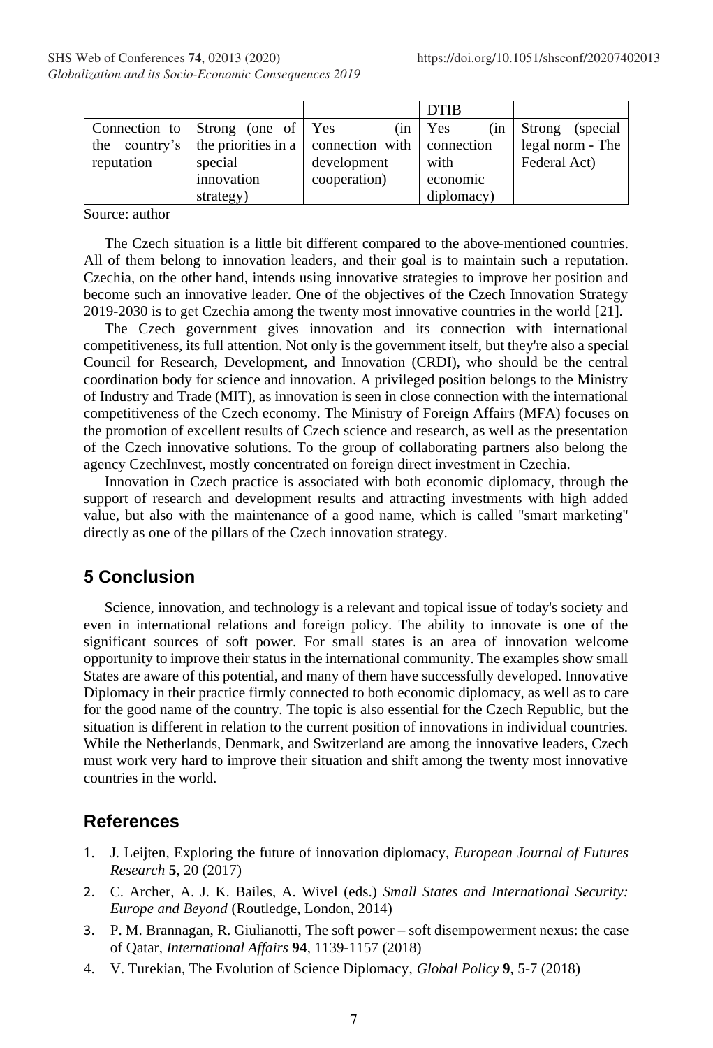| | | | DTIB | |
|---|---|---|---|---|
| Connection to the country's reputation | Strong (one of the priorities in a special innovation strategy) | Yes (in connection with development cooperation) | Yes (in connection with economic diplomacy) | Strong (special legal norm - The Federal Act) |

Source: author

The Czech situation is a little bit different compared to the above-mentioned countries. All of them belong to innovation leaders, and their goal is to maintain such a reputation. Czechia, on the other hand, intends using innovative strategies to improve her position and become such an innovative leader. One of the objectives of the Czech Innovation Strategy 2019-2030 is to get Czechia among the twenty most innovative countries in the world [21].

The Czech government gives innovation and its connection with international competitiveness, its full attention. Not only is the government itself, but they're also a special Council for Research, Development, and Innovation (CRDI), who should be the central coordination body for science and innovation. A privileged position belongs to the Ministry of Industry and Trade (MIT), as innovation is seen in close connection with the international competitiveness of the Czech economy. The Ministry of Foreign Affairs (MFA) focuses on the promotion of excellent results of Czech science and research, as well as the presentation of the Czech innovative solutions. To the group of collaborating partners also belong the agency CzechInvest, mostly concentrated on foreign direct investment in Czechia.

Innovation in Czech practice is associated with both economic diplomacy, through the support of research and development results and attracting investments with high added value, but also with the maintenance of a good name, which is called "smart marketing" directly as one of the pillars of the Czech innovation strategy.

## 5 Conclusion

Science, innovation, and technology is a relevant and topical issue of today's society and even in international relations and foreign policy. The ability to innovate is one of the significant sources of soft power. For small states is an area of innovation welcome opportunity to improve their status in the international community. The examples show small States are aware of this potential, and many of them have successfully developed. Innovative Diplomacy in their practice firmly connected to both economic diplomacy, as well as to care for the good name of the country. The topic is also essential for the Czech Republic, but the situation is different in relation to the current position of innovations in individual countries. While the Netherlands, Denmark, and Switzerland are among the innovative leaders, Czech must work very hard to improve their situation and shift among the twenty most innovative countries in the world.

## References

1. J. Leijten, Exploring the future of innovation diplomacy, *European Journal of Futures Research* **5**, 20 (2017)
2. C. Archer, A. J. K. Bailes, A. Wivel (eds.) *Small States and International Security: Europe and Beyond* (Routledge, London, 2014)
3. P. M. Brannagan, R. Giulianotti, The soft power – soft disempowerment nexus: the case of Qatar, *International Affairs* **94**, 1139-1157 (2018)
4. V. Turekian, The Evolution of Science Diplomacy, *Global Policy* **9**, 5-7 (2018)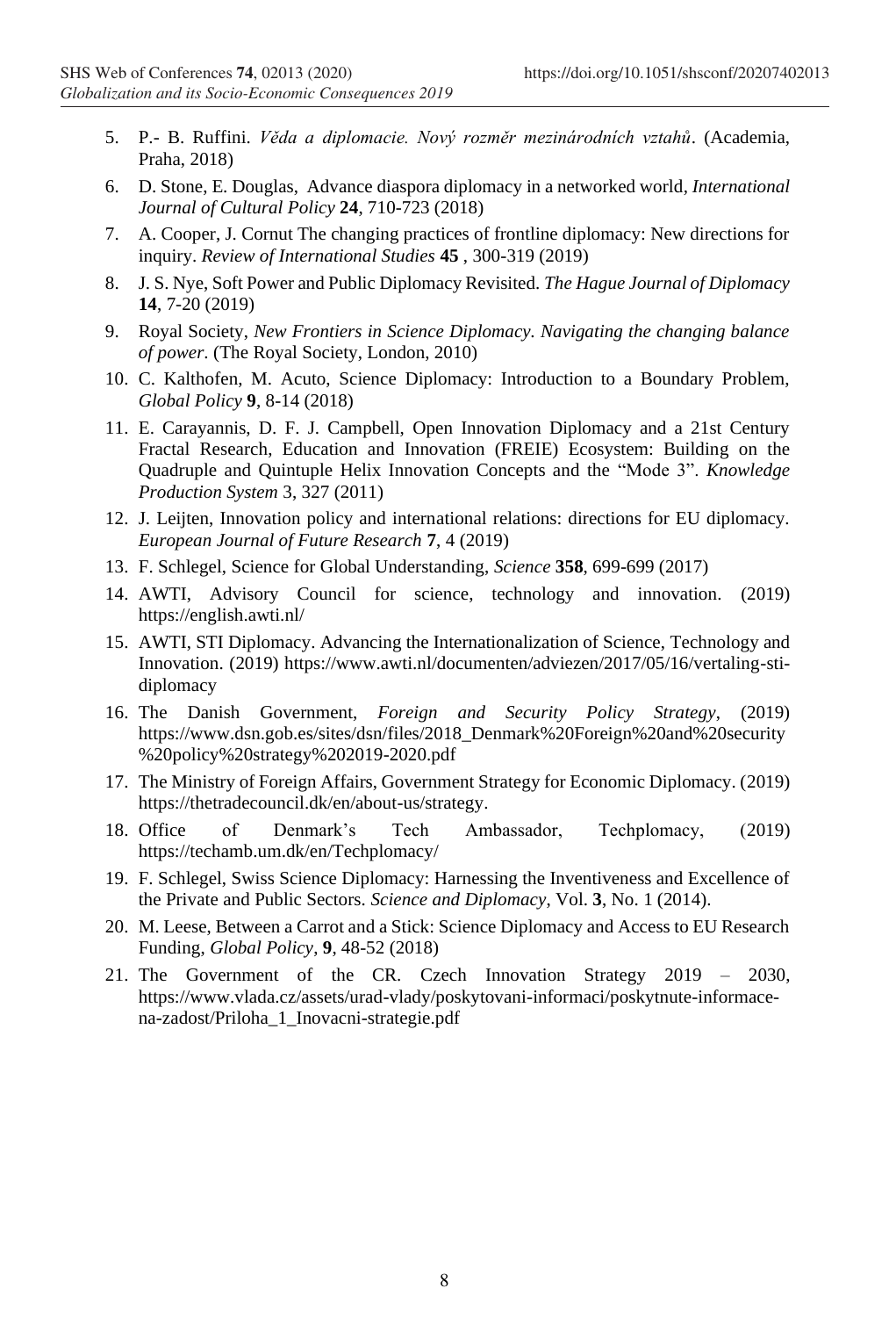5. P.- B. Ruffini. *Věda a diplomacie. Nový rozměr mezinárodních vztahů*. (Academia, Praha, 2018)
6. D. Stone, E. Douglas, Advance diaspora diplomacy in a networked world, *International Journal of Cultural Policy* **24**, 710-723 (2018)
7. A. Cooper, J. Cornut The changing practices of frontline diplomacy: New directions for inquiry. *Review of International Studies* **45** , 300-319 (2019)
8. J. S. Nye, Soft Power and Public Diplomacy Revisited. *The Hague Journal of Diplomacy* **14**, 7-20 (2019)
9. Royal Society, *New Frontiers in Science Diplomacy. Navigating the changing balance of power*. (The Royal Society, London, 2010)
10. C. Kalthofen, M. Acuto, Science Diplomacy: Introduction to a Boundary Problem, *Global Policy* **9**, 8-14 (2018)
11. E. Carayannis, D. F. J. Campbell, Open Innovation Diplomacy and a 21st Century Fractal Research, Education and Innovation (FREIE) Ecosystem: Building on the Quadruple and Quintuple Helix Innovation Concepts and the "Mode 3". *Knowledge Production System* 3, 327 (2011)
12. J. Leijten, Innovation policy and international relations: directions for EU diplomacy. *European Journal of Future Research* **7**, 4 (2019)
13. F. Schlegel, Science for Global Understanding, *Science* **358**, 699-699 (2017)
14. AWTI, Advisory Council for science, technology and innovation. (2019) https://english.awti.nl/
15. AWTI, STI Diplomacy. Advancing the Internationalization of Science, Technology and Innovation. (2019) https://www.awti.nl/documenten/adviezen/2017/05/16/vertaling-sti-diplomacy
16. The Danish Government, *Foreign and Security Policy Strategy*, (2019) https://www.dsn.gob.es/sites/dsn/files/2018_Denmark%20Foreign%20and%20security%20policy%20strategy%202019-2020.pdf
17. The Ministry of Foreign Affairs, Government Strategy for Economic Diplomacy. (2019) https://thetradecouncil.dk/en/about-us/strategy.
18. Office of Denmark's Tech Ambassador, Techplomacy, (2019) https://techamb.um.dk/en/Techplomacy/
19. F. Schlegel, Swiss Science Diplomacy: Harnessing the Inventiveness and Excellence of the Private and Public Sectors. *Science and Diplomacy*, Vol. **3**, No. 1 (2014).
20. M. Leese, Between a Carrot and a Stick: Science Diplomacy and Access to EU Research Funding, *Global Policy*, **9**, 48-52 (2018)
21. The Government of the CR. Czech Innovation Strategy 2019 – 2030, https://www.vlada.cz/assets/urad-vlady/poskytovani-informaci/poskytnute-informace-na-zadost/Priloha_1_Inovacni-strategie.pdf